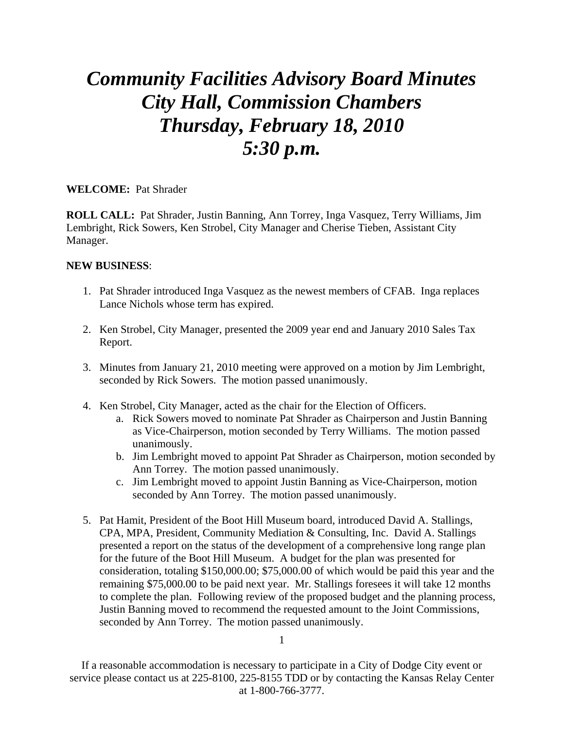# *Community Facilities Advisory Board Minutes*
# *City Hall, Commission Chambers*
# *Thursday, February 18, 2010*
# *5:30 p.m.*

**WELCOME:** Pat Shrader

**ROLL CALL:** Pat Shrader, Justin Banning, Ann Torrey, Inga Vasquez, Terry Williams, Jim Lembright, Rick Sowers, Ken Strobel, City Manager and Cherise Tieben, Assistant City Manager.

**NEW BUSINESS**:

1. Pat Shrader introduced Inga Vasquez as the newest members of CFAB. Inga replaces Lance Nichols whose term has expired.

2. Ken Strobel, City Manager, presented the 2009 year end and January 2010 Sales Tax Report.

3. Minutes from January 21, 2010 meeting were approved on a motion by Jim Lembright, seconded by Rick Sowers. The motion passed unanimously.

4. Ken Strobel, City Manager, acted as the chair for the Election of Officers.
   a. Rick Sowers moved to nominate Pat Shrader as Chairperson and Justin Banning as Vice-Chairperson, motion seconded by Terry Williams. The motion passed unanimously.
   b. Jim Lembright moved to appoint Pat Shrader as Chairperson, motion seconded by Ann Torrey. The motion passed unanimously.
   c. Jim Lembright moved to appoint Justin Banning as Vice-Chairperson, motion seconded by Ann Torrey. The motion passed unanimously.

5. Pat Hamit, President of the Boot Hill Museum board, introduced David A. Stallings, CPA, MPA, President, Community Mediation & Consulting, Inc. David A. Stallings presented a report on the status of the development of a comprehensive long range plan for the future of the Boot Hill Museum. A budget for the plan was presented for consideration, totaling $150,000.00; $75,000.00 of which would be paid this year and the remaining $75,000.00 to be paid next year. Mr. Stallings foresees it will take 12 months to complete the plan. Following review of the proposed budget and the planning process, Justin Banning moved to recommend the requested amount to the Joint Commissions, seconded by Ann Torrey. The motion passed unanimously.

If a reasonable accommodation is necessary to participate in a City of Dodge City event or service please contact us at 225-8100, 225-8155 TDD or by contacting the Kansas Relay Center at 1-800-766-3777.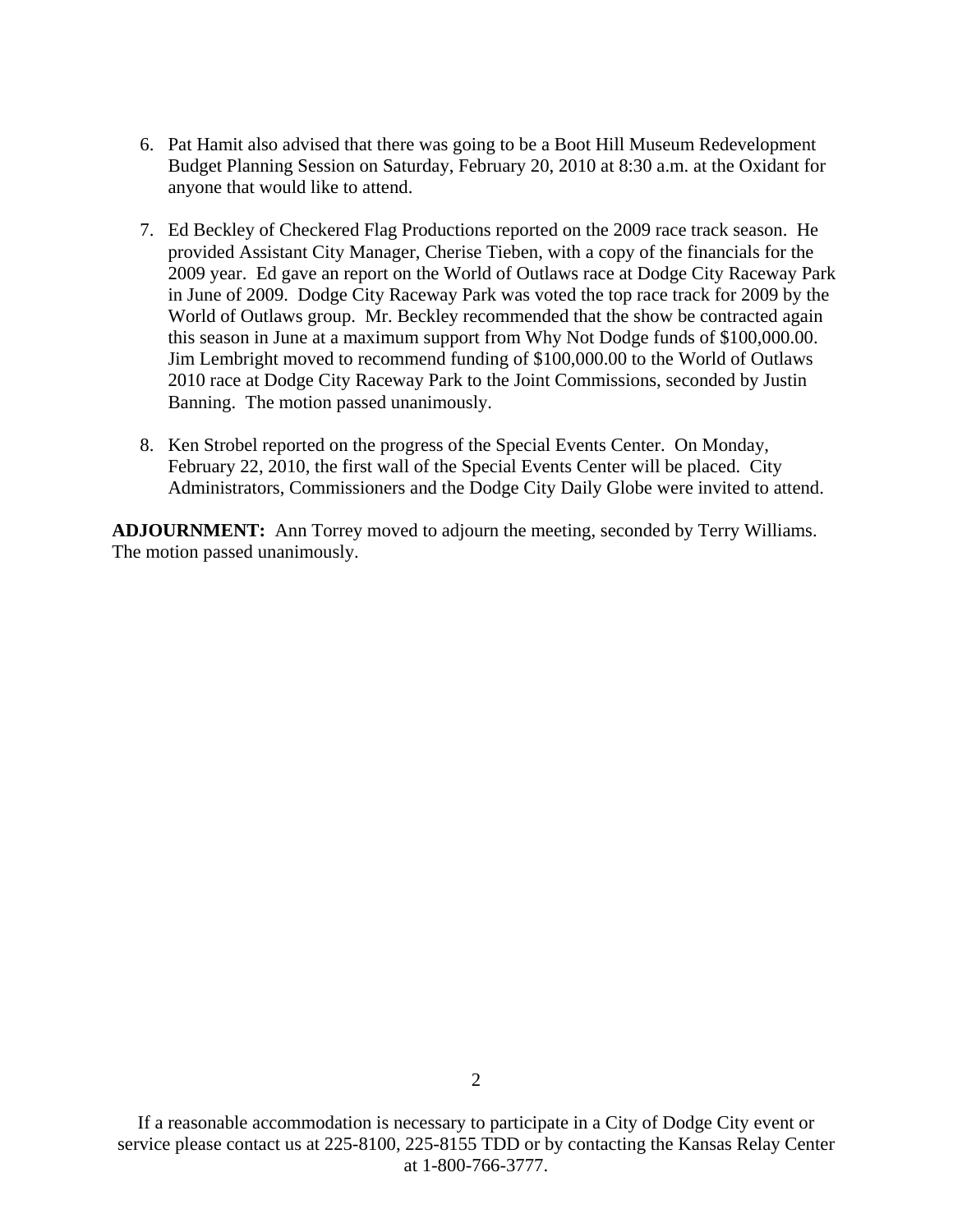6. Pat Hamit also advised that there was going to be a Boot Hill Museum Redevelopment Budget Planning Session on Saturday, February 20, 2010 at 8:30 a.m. at the Oxidant for anyone that would like to attend.

7. Ed Beckley of Checkered Flag Productions reported on the 2009 race track season. He provided Assistant City Manager, Cherise Tieben, with a copy of the financials for the 2009 year. Ed gave an report on the World of Outlaws race at Dodge City Raceway Park in June of 2009. Dodge City Raceway Park was voted the top race track for 2009 by the World of Outlaws group. Mr. Beckley recommended that the show be contracted again this season in June at a maximum support from Why Not Dodge funds of $100,000.00. Jim Lembright moved to recommend funding of $100,000.00 to the World of Outlaws 2010 race at Dodge City Raceway Park to the Joint Commissions, seconded by Justin Banning. The motion passed unanimously.

8. Ken Strobel reported on the progress of the Special Events Center. On Monday, February 22, 2010, the first wall of the Special Events Center will be placed. City Administrators, Commissioners and the Dodge City Daily Globe were invited to attend.

**ADJOURNMENT:** Ann Torrey moved to adjourn the meeting, seconded by Terry Williams. The motion passed unanimously.

If a reasonable accommodation is necessary to participate in a City of Dodge City event or service please contact us at 225-8100, 225-8155 TDD or by contacting the Kansas Relay Center at 1-800-766-3777.